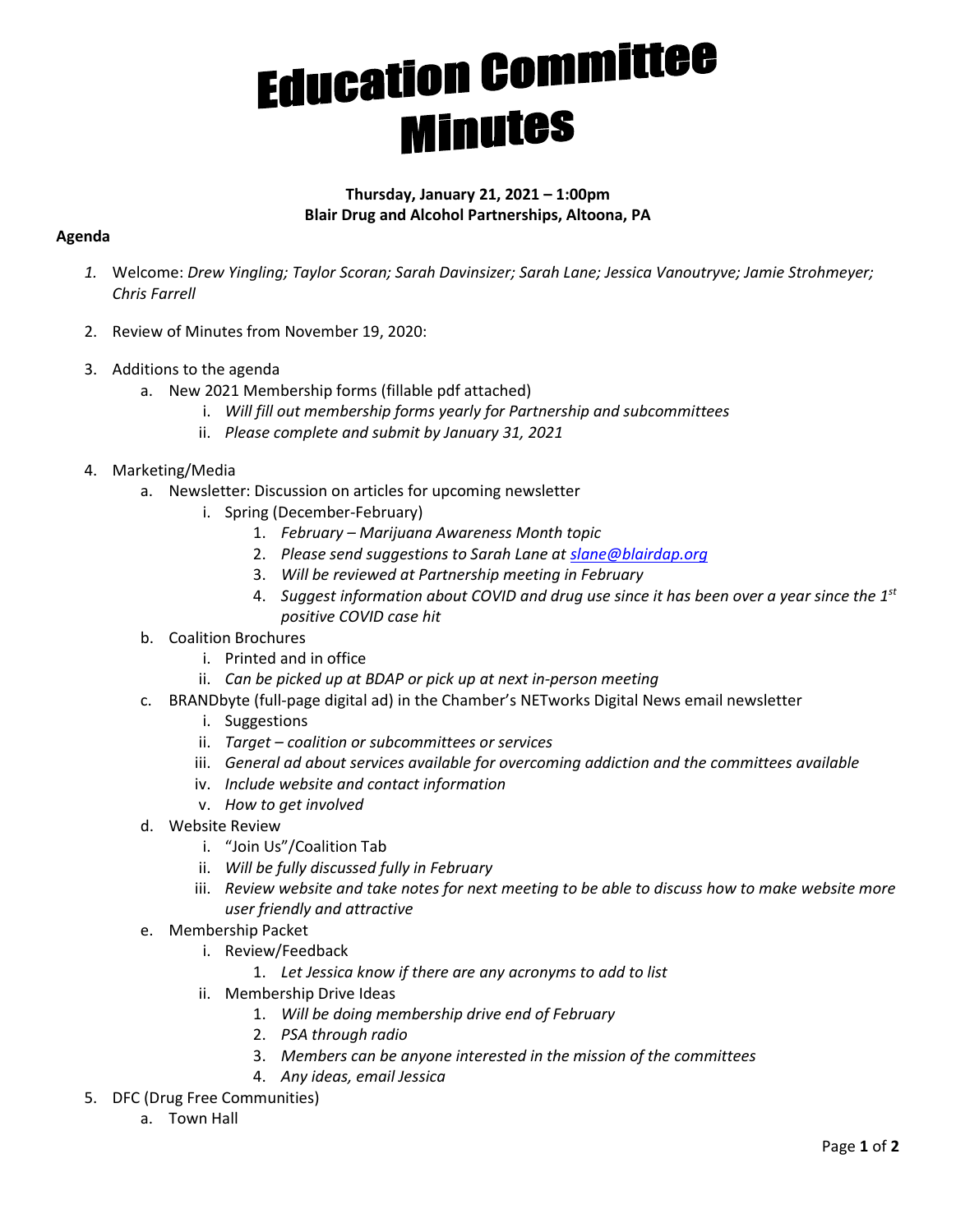# Education Committee Minutes

**Thursday, January 21, 2021 – 1:00pm**
**Blair Drug and Alcohol Partnerships, Altoona, PA**

**Agenda**

1. Welcome: *Drew Yingling; Taylor Scoran; Sarah Davinsizer; Sarah Lane; Jessica Vanoutryve; Jamie Strohmeyer; Chris Farrell*

2. Review of Minutes from November 19, 2020:

3. Additions to the agenda
   a. New 2021 Membership forms (fillable pdf attached)
      i. *Will fill out membership forms yearly for Partnership and subcommittees*
      ii. *Please complete and submit by January 31, 2021*

4. Marketing/Media
   a. Newsletter: Discussion on articles for upcoming newsletter
      i. Spring (December-February)
         1. *February – Marijuana Awareness Month topic*
         2. *Please send suggestions to Sarah Lane at slane@blairdap.org*
         3. *Will be reviewed at Partnership meeting in February*
         4. *Suggest information about COVID and drug use since it has been over a year since the 1st positive COVID case hit*
   b. Coalition Brochures
      i. Printed and in office
      ii. *Can be picked up at BDAP or pick up at next in-person meeting*
   c. BRANDbyte (full-page digital ad) in the Chamber's NETworks Digital News email newsletter
      i. Suggestions
      ii. *Target – coalition or subcommittees or services*
      iii. *General ad about services available for overcoming addiction and the committees available*
      iv. *Include website and contact information*
      v. *How to get involved*
   d. Website Review
      i. "Join Us"/Coalition Tab
      ii. *Will be fully discussed fully in February*
      iii. *Review website and take notes for next meeting to be able to discuss how to make website more user friendly and attractive*
   e. Membership Packet
      i. Review/Feedback
         1. *Let Jessica know if there are any acronyms to add to list*
      ii. Membership Drive Ideas
         1. *Will be doing membership drive end of February*
         2. *PSA through radio*
         3. *Members can be anyone interested in the mission of the committees*
         4. *Any ideas, email Jessica*

5. DFC (Drug Free Communities)
   a. Town Hall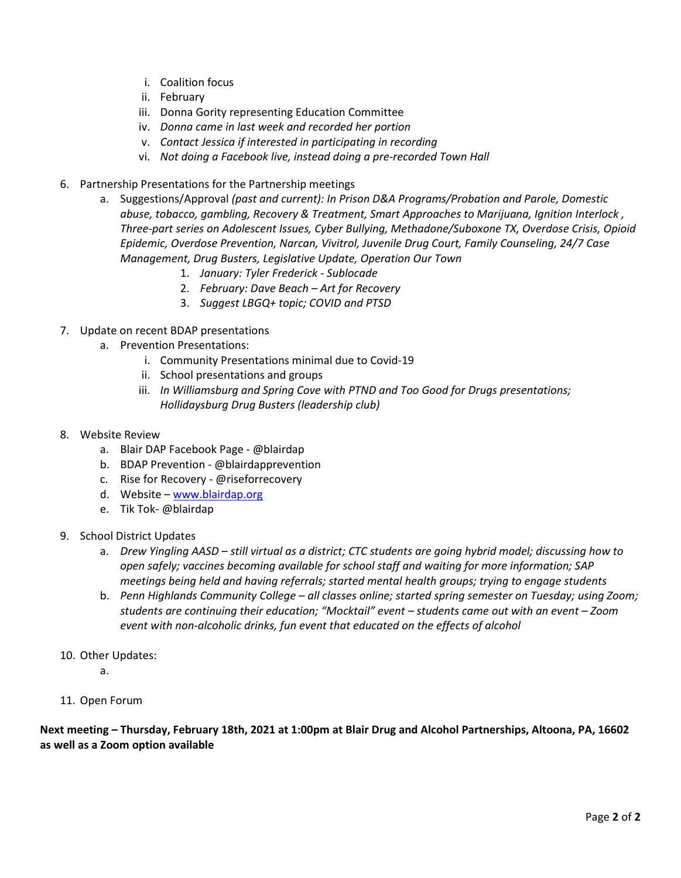i. Coalition focus
   ii. February
   iii. Donna Gority representing Education Committee
   iv. *Donna came in last week and recorded her portion*
   v. *Contact Jessica if interested in participating in recording*
   vi. *Not doing a Facebook live, instead doing a pre-recorded Town Hall*

6. Partnership Presentations for the Partnership meetings
   a. Suggestions/Approval *(past and current): In Prison D&A Programs/Probation and Parole, Domestic abuse, tobacco, gambling, Recovery & Treatment, Smart Approaches to Marijuana, Ignition Interlock , Three-part series on Adolescent Issues, Cyber Bullying, Methadone/Suboxone TX, Overdose Crisis, Opioid Epidemic, Overdose Prevention, Narcan, Vivitrol, Juvenile Drug Court, Family Counseling, 24/7 Case Management, Drug Busters, Legislative Update, Operation Our Town*
      1. *January: Tyler Frederick - Sublocade*
      2. *February: Dave Beach – Art for Recovery*
      3. *Suggest LBGQ+ topic; COVID and PTSD*

7. Update on recent BDAP presentations
   a. Prevention Presentations:
      i. Community Presentations minimal due to Covid-19
      ii. School presentations and groups
      iii. *In Williamsburg and Spring Cove with PTND and Too Good for Drugs presentations; Hollidaysburg Drug Busters (leadership club)*

8. Website Review
   a. Blair DAP Facebook Page - @blairdap
   b. BDAP Prevention - @blairdapprevention
   c. Rise for Recovery - @riseforrecovery
   d. Website – [www.blairdap.org](www.blairdap.org)
   e. Tik Tok- @blairdap

9. School District Updates
   a. *Drew Yingling AASD – still virtual as a district; CTC students are going hybrid model; discussing how to open safely; vaccines becoming available for school staff and waiting for more information; SAP meetings being held and having referrals; started mental health groups; trying to engage students*
   b. *Penn Highlands Community College – all classes online; started spring semester on Tuesday; using Zoom; students are continuing their education; "Mocktail" event – students came out with an event – Zoom event with non-alcoholic drinks, fun event that educated on the effects of alcohol*

10. Other Updates:
    a.

11. Open Forum

**Next meeting – Thursday, February 18th, 2021 at 1:00pm at Blair Drug and Alcohol Partnerships, Altoona, PA, 16602 as well as a Zoom option available**